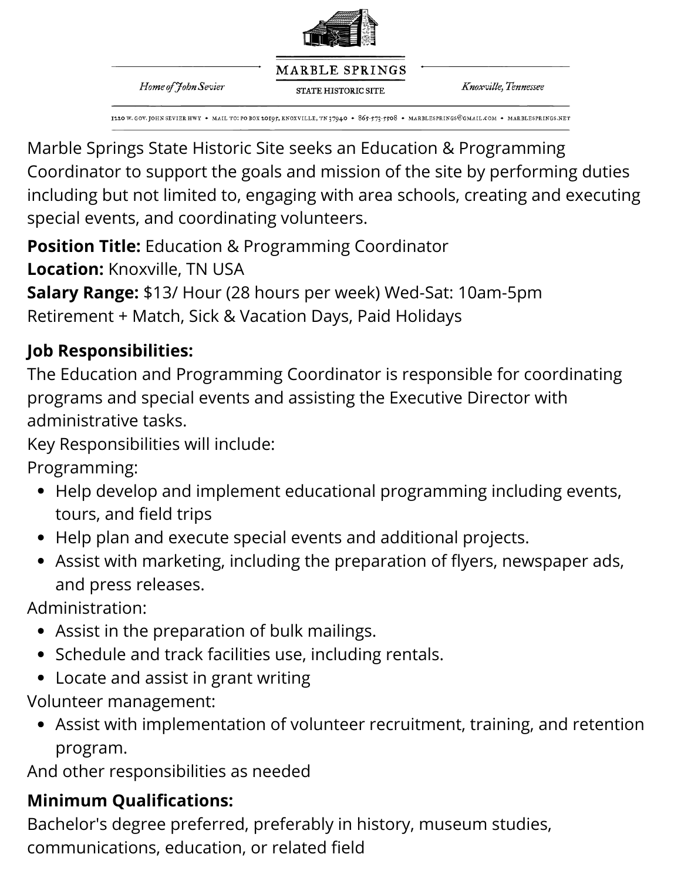MARBLE SPRINGS

STATE HISTORIC SITE

*Home of John Sevier* — *Knoxville, Tennessee*

1220 W. GOV. JOHN SEVIER HWY • MAIL TO: PO BOX 20195, KNOXVILLE, TN 37940 • 865-573-5508 • MARBLESPRINGS@GMAIL.COM • MARBLESPRINGS.NET

Marble Springs State Historic Site seeks an Education & Programming Coordinator to support the goals and mission of the site by performing duties including but not limited to, engaging with area schools, creating and executing special events, and coordinating volunteers.

**Position Title:** Education & Programming Coordinator
**Location:** Knoxville, TN USA
**Salary Range:** $13/ Hour (28 hours per week) Wed-Sat: 10am-5pm
Retirement + Match, Sick & Vacation Days, Paid Holidays

**Job Responsibilities:**

The Education and Programming Coordinator is responsible for coordinating programs and special events and assisting the Executive Director with administrative tasks.

Key Responsibilities will include:

Programming:

- Help develop and implement educational programming including events, tours, and field trips
- Help plan and execute special events and additional projects.
- Assist with marketing, including the preparation of flyers, newspaper ads, and press releases.

Administration:

- Assist in the preparation of bulk mailings.
- Schedule and track facilities use, including rentals.
- Locate and assist in grant writing

Volunteer management:

- Assist with implementation of volunteer recruitment, training, and retention program.

And other responsibilities as needed

**Minimum Qualifications:**

Bachelor's degree preferred, preferably in history, museum studies, communications, education, or related field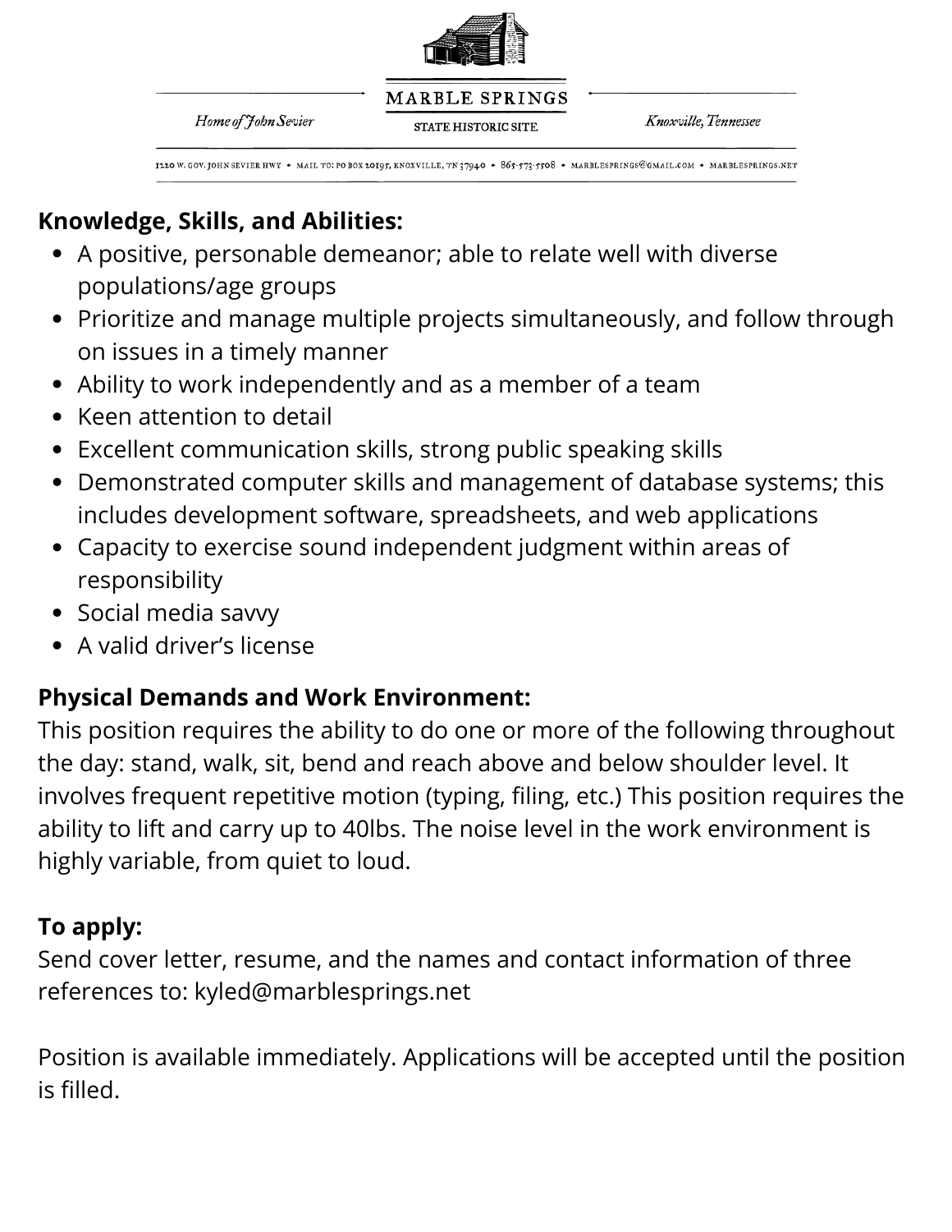**Knowledge, Skills, and Abilities:**

- A positive, personable demeanor; able to relate well with diverse populations/age groups
- Prioritize and manage multiple projects simultaneously, and follow through on issues in a timely manner
- Ability to work independently and as a member of a team
- Keen attention to detail
- Excellent communication skills, strong public speaking skills
- Demonstrated computer skills and management of database systems; this includes development software, spreadsheets, and web applications
- Capacity to exercise sound independent judgment within areas of responsibility
- Social media savvy
- A valid driver's license

**Physical Demands and Work Environment:**

This position requires the ability to do one or more of the following throughout the day: stand, walk, sit, bend and reach above and below shoulder level. It involves frequent repetitive motion (typing, filing, etc.) This position requires the ability to lift and carry up to 40lbs. The noise level in the work environment is highly variable, from quiet to loud.

**To apply:**

Send cover letter, resume, and the names and contact information of three references to: kyled@marblesprings.net

Position is available immediately. Applications will be accepted until the position is filled.